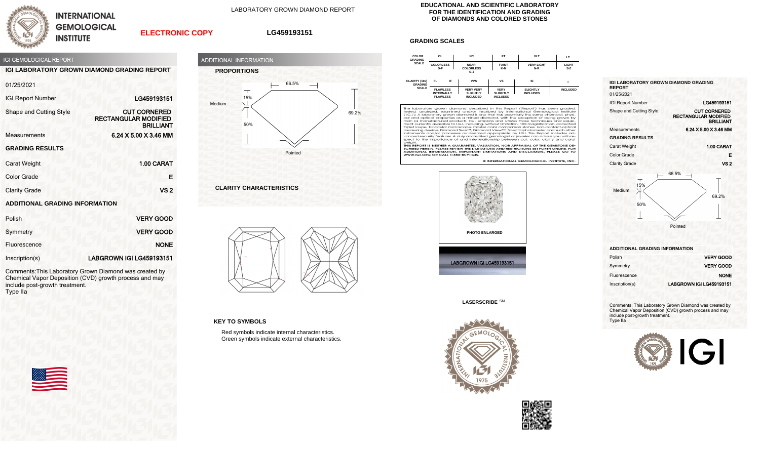# INTERNATIONAL GEMOLOGICAL INSTITUTE

LABORATORY GROWN DIAMOND REPORT

ELECTRONIC COPY

LG459193151

EDUCATIONAL AND SCIENTIFIC LABORATORY FOR THE IDENTIFICATION AND GRADING OF DIAMONDS AND COLORED STONES

## IGI GEMOLOGICAL REPORT

### IGI LABORATORY GROWN DIAMOND GRADING REPORT

01/25/2021

| | |
|---|---|
| IGI Report Number | LG459193151 |
| Shape and Cutting Style | CUT CORNERED RECTANGULAR MODIFIED BRILLIANT |
| Measurements | 6.24 X 5.00 X 3.46 MM |

### GRADING RESULTS

| | |
|---|---|
| Carat Weight | 1.00 CARAT |
| Color Grade | E |
| Clarity Grade | VS 2 |

### ADDITIONAL GRADING INFORMATION

| | |
|---|---|
| Polish | VERY GOOD |
| Symmetry | VERY GOOD |
| Fluorescence | NONE |
| Inscription(s) | LABGROWN IGI LG459193151 |

Comments:This Laboratory Grown Diamond was created by Chemical Vapor Deposition (CVD) growth process and may include post-growth treatment.
Type IIa

## ADDITIONAL INFORMATION

### PROPORTIONS

66.5%

Medium

15%

50%

69.2%

Pointed

### CLARITY CHARACTERISTICS

### KEY TO SYMBOLS

Red symbols indicate internal characteristics.
Green symbols indicate external characteristics.

## GRADING SCALES

| COLOR GRADING SCALE | CL | NC | FT | VLT | LT |
|---|---|---|---|---|---|
| | COLORLESS D-F | NEAR COLORLESS G-J | FAINT K-M | VERY LIGHT N-R | LIGHT S-Z |

| CLARITY (10x) GRADING SCALE | FL | IF | VVS | VS | SI | I |
|---|---|---|---|---|---|---|
| | FLAWLESS | INTERNALLY FLAWLESS | VERY VERY SLIGHTLY INCLUDED | VERY SLIGHTLY INCLUDED | SLIGHTLY INCLUDED | INCLUDED |

The laboratory grown diamond described in this Report ('Report') has been graded, tested, analyzed, examined and/or inscribed by International Gemological Institute (I.G.I.). A laboratory grown diamond is one that has essentially the same chemical, physical and optical properties as a mined diamond, with the exception of being grown by man (a manufactured product). I.G.I. employs and utilizes those techniques and equipment currently available to I.G.I. including, without limitation, 10X magnification, corrected triplet loupe, binocular microscope, master color comparison stones, non-contact-optical measuring device, Diamond Sure™, Diamond View™, Spectrophotometer and such other instruments and/or processes as deemed appropriate by I.G.I. This Report includes advanced security features. A duly accredited gemologist or jeweler can advise you with respect to the importance of and interrelationship between cut, color, clarity and carat weight.
THIS REPORT IS NEITHER A GUARANTEE, VALUATION, NOR APPRAISAL OF THE GEMSTONE DESCRIBED HEREIN. PLEASE REVIEW THE LIMITATIONS AND RESTRICTIONS SET FORTH ONLINE. FOR ADDITIONAL INFORMATION, IMPORTANT LIMITATIONS AND DISCLAIMERS, PLEASE GO TO WWW.IGI.ORG OR CALL 1-888-BUY-IGIS.

© INTERNATIONAL GEMOLOGICAL INSTITUTE, INC.

PHOTO ENLARGED

LABGROWN IGI LG459193151

LASERSCRIBE SM

### IGI LABORATORY GROWN DIAMOND GRADING REPORT

01/25/2021

| | |
|---|---|
| IGI Report Number | LG459193151 |
| Shape and Cutting Style | CUT CORNERED RECTANGULAR MODIFIED BRILLIANT |
| Measurements | 6.24 X 5.00 X 3.46 MM |

### GRADING RESULTS

| | |
|---|---|
| Carat Weight | 1.00 CARAT |
| Color Grade | E |
| Clarity Grade | VS 2 |

66.5%

Medium

15%

50%

69.2%

Pointed

### ADDITIONAL GRADING INFORMATION

| | |
|---|---|
| Polish | VERY GOOD |
| Symmetry | VERY GOOD |
| Fluorescence | NONE |
| Inscription(s) | LABGROWN IGI LG459193151 |

Comments: This Laboratory Grown Diamond was created by Chemical Vapor Deposition (CVD) growth process and may include post-growth treatment.
Type IIa

IGI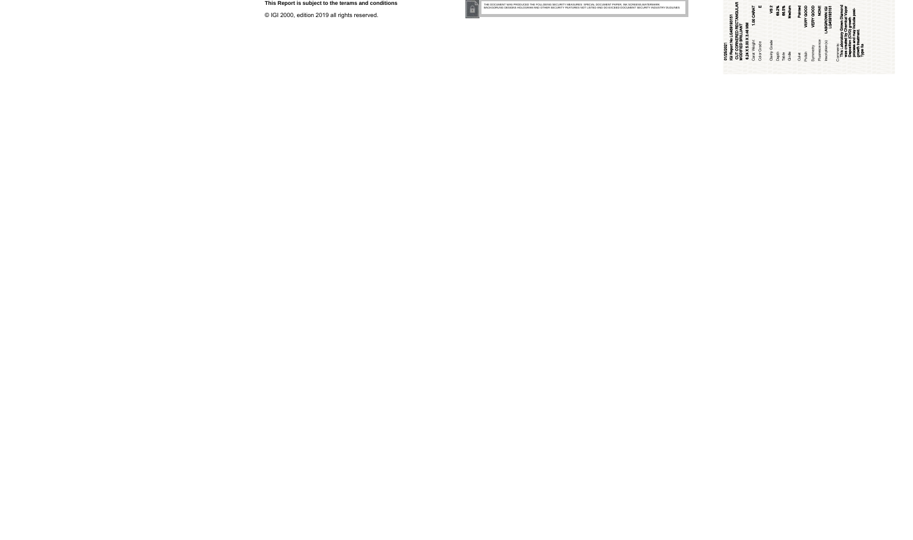**This Report is subject to the terams and conditions**

© IGI 2000, edition 2019 all rights reserved.

THE DOCUMENT WAS PRODUCED THE FOLLOWING SECURITY MEASURES: SPECIAL DOCUMENT PAPER, INK SCREENS,WATERMARK BACKGORUND DESIGNS HOLOGRAM AND OTHER SECURITY FEATURES NOT LISTED AND DO EXCEED DOCUMENT SECURITY INDUSTRY DUDLINES

01/25/2021

IGI Report No LG459193151

CUT CORNERED RECTANGULAR MODIFIED BRILLIANT

6.24 X 5.00 X 3.49 MM

| | |
|---|---|
| Carat Weight | 1.00 CARAT |
| Color Grade | E |
| Clarity Grade | VS 2 |
| Depth | 69.2% |
| Table | 66.5% |
| Girdle | Medium |
| Culet | Pointed |
| Polish | VERY GOOD |
| Symmetry | VERY GOOD |
| Fluorescence | NONE |
| Inscription(s) | LABGROWN IGI LG459193151 |

Comments:

This Laboratory Grown Diamond was created by Chemical Vapor Deposition (CVD) growth process and may include post-growth treatment.

Type IIa